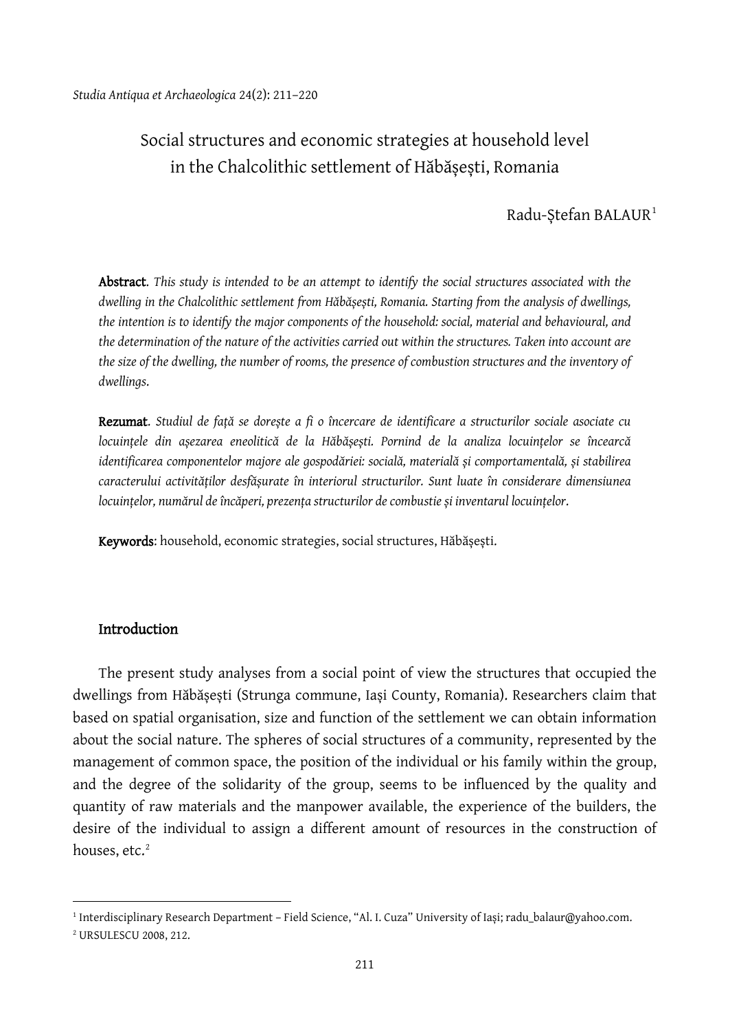# Social structures and economic strategies at household level in the Chalcolithic settlement of Hăbășești, Romania

Radu-Ștefan BALAUR[1]

**Abstract**. *This study is intended to be an attempt to identify the social structures associated with the dwelling in the Chalcolithic settlement from Hăbășești, Romania. Starting from the analysis of dwellings, the intention is to identify the major components of the household: social, material and behavioural, and the determination of the nature of the activities carried out within the structures. Taken into account are the size of the dwelling, the number of rooms, the presence of combustion structures and the inventory of dwellings.*

**Rezumat**. *Studiul de față se dorește a fi o încercare de identificare a structurilor sociale asociate cu locuințele din așezarea eneolitică de la Hăbășești. Pornind de la analiza locuințelor se încearcă identificarea componentelor majore ale gospodăriei: socială, materială și comportamentală, și stabilirea caracterului activităților desfășurate în interiorul structurilor. Sunt luate în considerare dimensiunea locuințelor, numărul de încăperi, prezența structurilor de combustie și inventarul locuințelor.*

**Keywords**: household, economic strategies, social structures, Hăbășești.

## Introduction

The present study analyses from a social point of view the structures that occupied the dwellings from Hăbășești (Strunga commune, Iași County, Romania). Researchers claim that based on spatial organisation, size and function of the settlement we can obtain information about the social nature. The spheres of social structures of a community, represented by the management of common space, the position of the individual or his family within the group, and the degree of the solidarity of the group, seems to be influenced by the quality and quantity of raw materials and the manpower available, the experience of the builders, the desire of the individual to assign a different amount of resources in the construction of houses, etc.[2]

---

[1] Interdisciplinary Research Department – Field Science, "Al. I. Cuza" University of Iași; radu_balaur@yahoo.com.

[2] URSULESCU 2008, 212.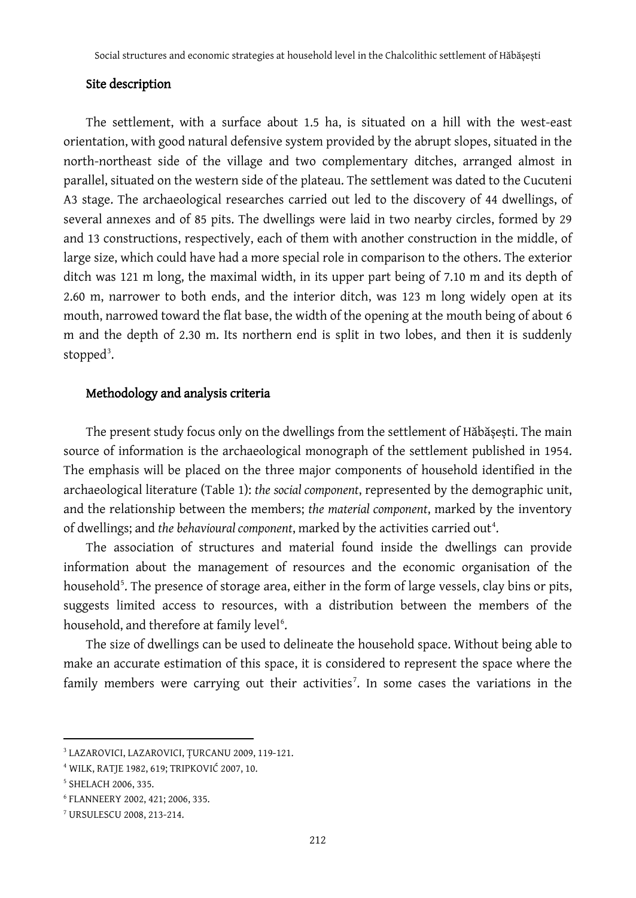## Site description

The settlement, with a surface about 1.5 ha, is situated on a hill with the west-east orientation, with good natural defensive system provided by the abrupt slopes, situated in the north-northeast side of the village and two complementary ditches, arranged almost in parallel, situated on the western side of the plateau. The settlement was dated to the Cucuteni A3 stage. The archaeological researches carried out led to the discovery of 44 dwellings, of several annexes and of 85 pits. The dwellings were laid in two nearby circles, formed by 29 and 13 constructions, respectively, each of them with another construction in the middle, of large size, which could have had a more special role in comparison to the others. The exterior ditch was 121 m long, the maximal width, in its upper part being of 7.10 m and its depth of 2.60 m, narrower to both ends, and the interior ditch, was 123 m long widely open at its mouth, narrowed toward the flat base, the width of the opening at the mouth being of about 6 m and the depth of 2.30 m. Its northern end is split in two lobes, and then it is suddenly stopped[3].

## Methodology and analysis criteria

The present study focus only on the dwellings from the settlement of Hăbășești. The main source of information is the archaeological monograph of the settlement published in 1954. The emphasis will be placed on the three major components of household identified in the archaeological literature (Table 1): *the social component*, represented by the demographic unit, and the relationship between the members; *the material component*, marked by the inventory of dwellings; and *the behavioural component*, marked by the activities carried out[4].

The association of structures and material found inside the dwellings can provide information about the management of resources and the economic organisation of the household[5]. The presence of storage area, either in the form of large vessels, clay bins or pits, suggests limited access to resources, with a distribution between the members of the household, and therefore at family level[6].

The size of dwellings can be used to delineate the household space. Without being able to make an accurate estimation of this space, it is considered to represent the space where the family members were carrying out their activities[7]. In some cases the variations in the

---

[3] LAZAROVICI, LAZAROVICI, ȚURCANU 2009, 119-121.

[4] WILK, RATJE 1982, 619; TRIPKOVIĆ 2007, 10.

[5] SHELACH 2006, 335.

[6] FLANNEERY 2002, 421; 2006, 335.

[7] URSULESCU 2008, 213-214.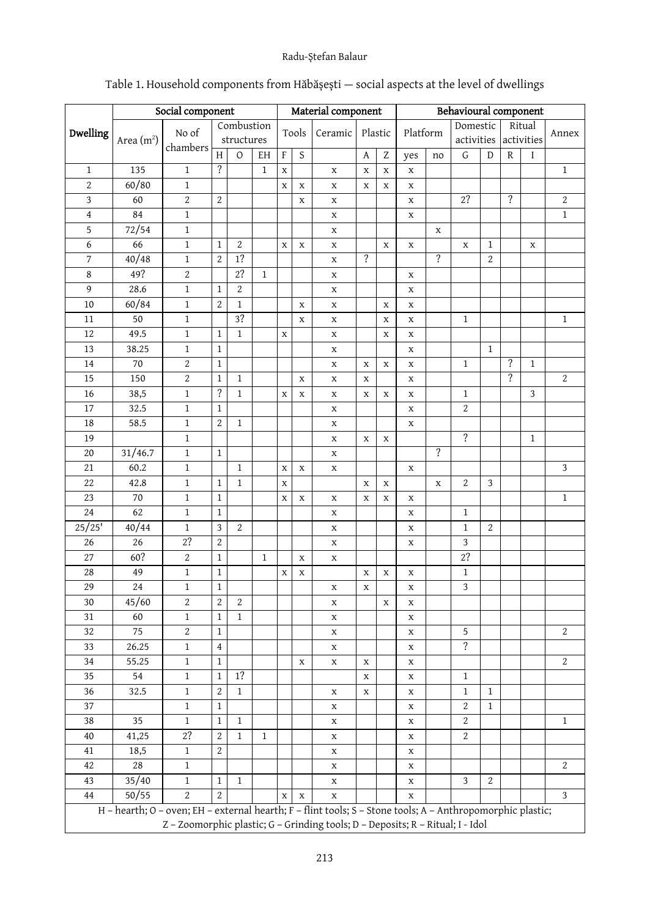Table 1. Household components from Hăbășești — social aspects at the level of dwellings

| Dwelling | Social component | | | | | Material component | | | | | Behavioural component | | | | | | |
|---|---|---|---|---|---|---|---|---|---|---|---|---|---|---|---|---|---|
| | Area (m²) | No of chambers | Combustion structures | | | Tools | | Ceramic | Plastic | | Platform | | Domestic activities | | Ritual activities | | Annex |
| | | | H | O | EH | F | S | | A | Z | yes | no | G | D | R | I | |
| 1 | 135 | 1 | ? | | 1 | x | | x | x | x | x | | | | | | 1 |
| 2 | 60/80 | 1 | | | | x | x | x | x | x | x | | | | | | |
| 3 | 60 | 2 | 2 | | | | x | x | | | x | | 2? | | ? | | 2 |
| 4 | 84 | 1 | | | | | | x | | | x | | | | | | 1 |
| 5 | 72/54 | 1 | | | | | | x | | | | x | | | | | |
| 6 | 66 | 1 | 1 | 2 | | x | x | x | | x | x | | x | 1 | | x | |
| 7 | 40/48 | 1 | 2 | 1? | | | | x | ? | | | ? | | 2 | | | |
| 8 | 49? | 2 | | 2? | 1 | | | x | | | x | | | | | | |
| 9 | 28.6 | 1 | 1 | 2 | | | | x | | | x | | | | | | |
| 10 | 60/84 | 1 | 2 | 1 | | | x | x | | x | x | | | | | | |
| 11 | 50 | 1 | | 3? | | | x | x | | x | x | | 1 | | | | 1 |
| 12 | 49.5 | 1 | 1 | 1 | | x | | x | | x | x | | | | | | |
| 13 | 38.25 | 1 | 1 | | | | | x | | | x | | | 1 | | | |
| 14 | 70 | 2 | 1 | | | | | x | x | x | x | | 1 | | ? | 1 | |
| 15 | 150 | 2 | 1 | 1 | | | x | x | x | | x | | | | ? | | 2 |
| 16 | 38,5 | 1 | ? | 1 | | x | x | x | x | x | x | | 1 | | | 3 | |
| 17 | 32.5 | 1 | 1 | | | | | x | | | x | | 2 | | | | |
| 18 | 58.5 | 1 | 2 | 1 | | | | x | | | x | | | | | | |
| 19 | | 1 | | | | | | x | x | x | | | ? | | | 1 | |
| 20 | 31/46.7 | 1 | 1 | | | | | x | | | | ? | | | | | |
| 21 | 60.2 | 1 | | 1 | | x | x | x | | | x | | | | | | 3 |
| 22 | 42.8 | 1 | 1 | 1 | | x | | | x | x | | x | 2 | 3 | | | |
| 23 | 70 | 1 | 1 | | | x | x | x | x | x | x | | | | | | 1 |
| 24 | 62 | 1 | 1 | | | | | x | | | x | | 1 | | | | |
| 25/25' | 40/44 | 1 | 3 | 2 | | | | x | | | x | | 1 | 2 | | | |
| 26 | 26 | 2? | 2 | | | | | x | | | x | | 3 | | | | |
| 27 | 60? | 2 | 1 | | 1 | | x | x | | | | | 2? | | | | |
| 28 | 49 | 1 | 1 | | | x | x | | x | x | x | | 1 | | | | |
| 29 | 24 | 1 | 1 | | | | | x | x | | x | | 3 | | | | |
| 30 | 45/60 | 2 | 2 | 2 | | | | x | | x | x | | | | | | |
| 31 | 60 | 1 | 1 | 1 | | | | x | | | x | | | | | | |
| 32 | 75 | 2 | 1 | | | | | x | | | x | | 5 | | | | 2 |
| 33 | 26.25 | 1 | 4 | | | | | x | | | x | | ? | | | | |
| 34 | 55.25 | 1 | 1 | | | | x | x | x | | x | | | | | | 2 |
| 35 | 54 | 1 | 1 | 1? | | | | | x | | x | | 1 | | | | |
| 36 | 32.5 | 1 | 2 | 1 | | | | x | x | | x | | 1 | 1 | | | |
| 37 | | 1 | 1 | | | | | x | | | x | | 2 | 1 | | | |
| 38 | 35 | 1 | 1 | 1 | | | | x | | | x | | 2 | | | | 1 |
| 40 | 41,25 | 2? | 2 | 1 | 1 | | | x | | | x | | 2 | | | | |
| 41 | 18,5 | 1 | 2 | | | | | x | | | x | | | | | | |
| 42 | 28 | 1 | | | | | | x | | | x | | | | | | 2 |
| 43 | 35/40 | 1 | 1 | 1 | | | | x | | | x | | 3 | 2 | | | |
| 44 | 50/55 | 2 | 2 | | | x | x | x | | | x | | | | | | 3 |

H – hearth; O – oven; EH – external hearth; F – flint tools; S – Stone tools; A – Anthropomorphic plastic; Z – Zoomorphic plastic; G – Grinding tools; D – Deposits; R – Ritual; I - Idol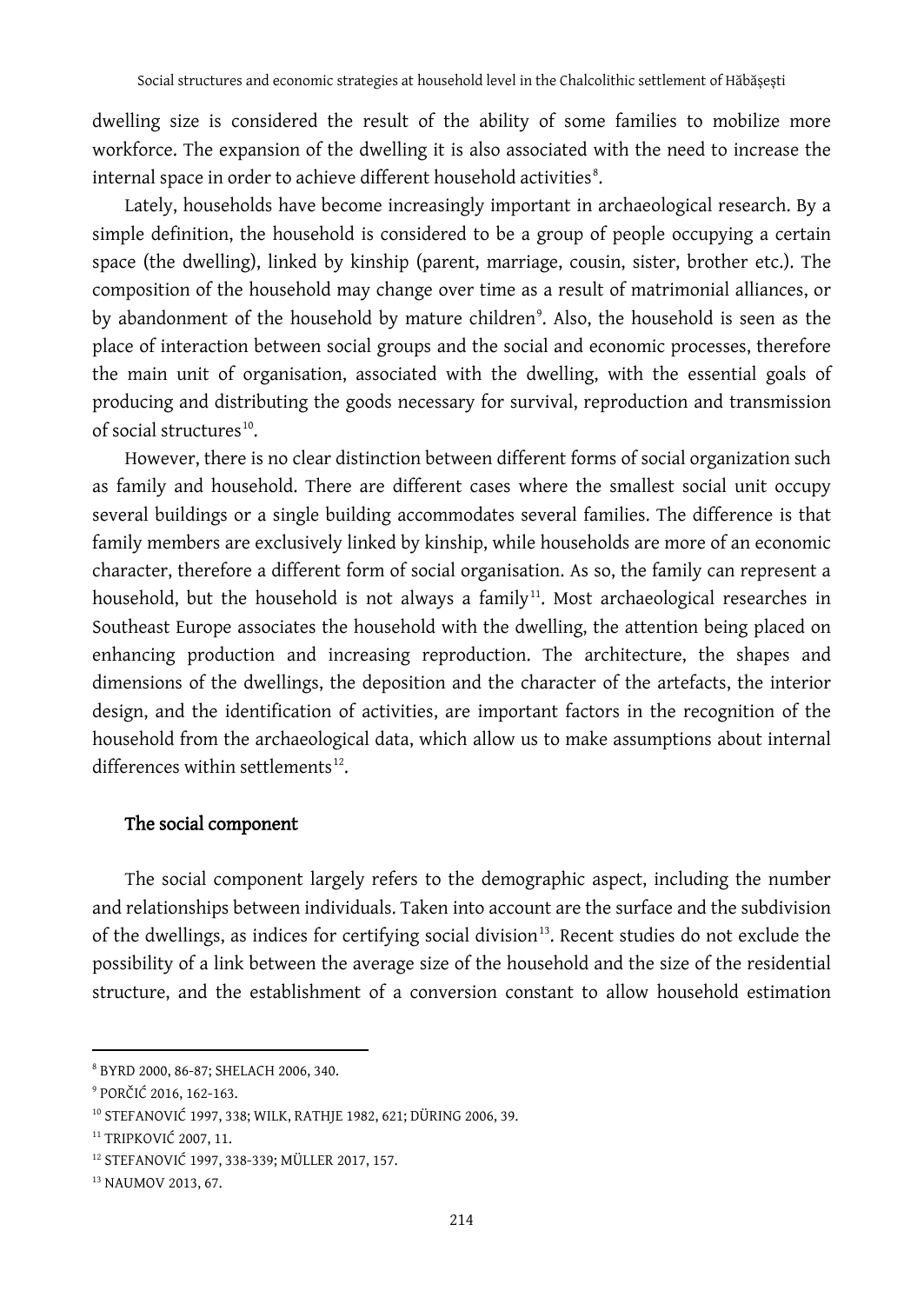dwelling size is considered the result of the ability of some families to mobilize more workforce. The expansion of the dwelling it is also associated with the need to increase the internal space in order to achieve different household activities[8].

Lately, households have become increasingly important in archaeological research. By a simple definition, the household is considered to be a group of people occupying a certain space (the dwelling), linked by kinship (parent, marriage, cousin, sister, brother etc.). The composition of the household may change over time as a result of matrimonial alliances, or by abandonment of the household by mature children[9]. Also, the household is seen as the place of interaction between social groups and the social and economic processes, therefore the main unit of organisation, associated with the dwelling, with the essential goals of producing and distributing the goods necessary for survival, reproduction and transmission of social structures[10].

However, there is no clear distinction between different forms of social organization such as family and household. There are different cases where the smallest social unit occupy several buildings or a single building accommodates several families. The difference is that family members are exclusively linked by kinship, while households are more of an economic character, therefore a different form of social organisation. As so, the family can represent a household, but the household is not always a family[11]. Most archaeological researches in Southeast Europe associates the household with the dwelling, the attention being placed on enhancing production and increasing reproduction. The architecture, the shapes and dimensions of the dwellings, the deposition and the character of the artefacts, the interior design, and the identification of activities, are important factors in the recognition of the household from the archaeological data, which allow us to make assumptions about internal differences within settlements[12].

## The social component

The social component largely refers to the demographic aspect, including the number and relationships between individuals. Taken into account are the surface and the subdivision of the dwellings, as indices for certifying social division[13]. Recent studies do not exclude the possibility of a link between the average size of the household and the size of the residential structure, and the establishment of a conversion constant to allow household estimation

---

[8] BYRD 2000, 86-87; SHELACH 2006, 340.

[9] PORČIĆ 2016, 162-163.

[10] STEFANOVIĆ 1997, 338; WILK, RATHJE 1982, 621; DÜRING 2006, 39.

[11] TRIPKOVIĆ 2007, 11.

[12] STEFANOVIĆ 1997, 338-339; MÜLLER 2017, 157.

[13] NAUMOV 2013, 67.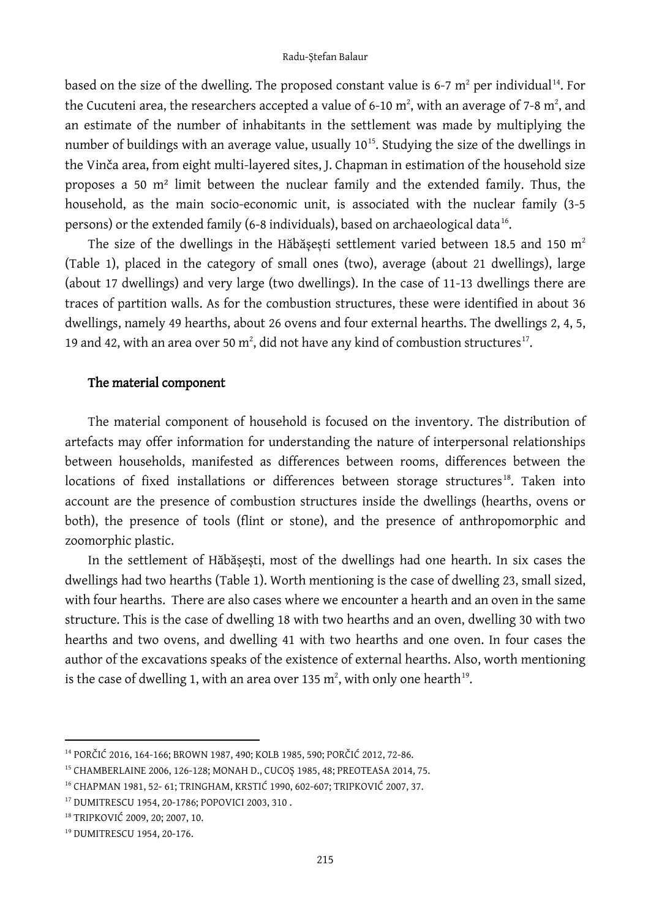based on the size of the dwelling. The proposed constant value is 6-7 $m^2$ per individual[14]. For the Cucuteni area, the researchers accepted a value of 6-10 $m^2$, with an average of 7-8 $m^2$, and an estimate of the number of inhabitants in the settlement was made by multiplying the number of buildings with an average value, usually 10[15]. Studying the size of the dwellings in the Vinča area, from eight multi-layered sites, J. Chapman in estimation of the household size proposes a 50 $m^2$ limit between the nuclear family and the extended family. Thus, the household, as the main socio-economic unit, is associated with the nuclear family (3-5 persons) or the extended family (6-8 individuals), based on archaeological data[16].

The size of the dwellings in the Hăbășești settlement varied between 18.5 and 150 $m^2$ (Table 1), placed in the category of small ones (two), average (about 21 dwellings), large (about 17 dwellings) and very large (two dwellings). In the case of 11-13 dwellings there are traces of partition walls. As for the combustion structures, these were identified in about 36 dwellings, namely 49 hearths, about 26 ovens and four external hearths. The dwellings 2, 4, 5, 19 and 42, with an area over 50 $m^2$, did not have any kind of combustion structures[17].

## The material component

The material component of household is focused on the inventory. The distribution of artefacts may offer information for understanding the nature of interpersonal relationships between households, manifested as differences between rooms, differences between the locations of fixed installations or differences between storage structures[18]. Taken into account are the presence of combustion structures inside the dwellings (hearths, ovens or both), the presence of tools (flint or stone), and the presence of anthropomorphic and zoomorphic plastic.

In the settlement of Hăbășești, most of the dwellings had one hearth. In six cases the dwellings had two hearths (Table 1). Worth mentioning is the case of dwelling 23, small sized, with four hearths. There are also cases where we encounter a hearth and an oven in the same structure. This is the case of dwelling 18 with two hearths and an oven, dwelling 30 with two hearths and two ovens, and dwelling 41 with two hearths and one oven. In four cases the author of the excavations speaks of the existence of external hearths. Also, worth mentioning is the case of dwelling 1, with an area over 135 $m^2$, with only one hearth[19].

---

[14] PORČIĆ 2016, 164-166; BROWN 1987, 490; KOLB 1985, 590; PORČIĆ 2012, 72-86.

[15] CHAMBERLAINE 2006, 126-128; MONAH D., CUCOȘ 1985, 48; PREOTEASA 2014, 75.

[16] CHAPMAN 1981, 52- 61; TRINGHAM, KRSTIĆ 1990, 602-607; TRIPKOVIĆ 2007, 37.

[17] DUMITRESCU 1954, 20-1786; POPOVICI 2003, 310 .

[18] TRIPKOVIĆ 2009, 20; 2007, 10.

[19] DUMITRESCU 1954, 20-176.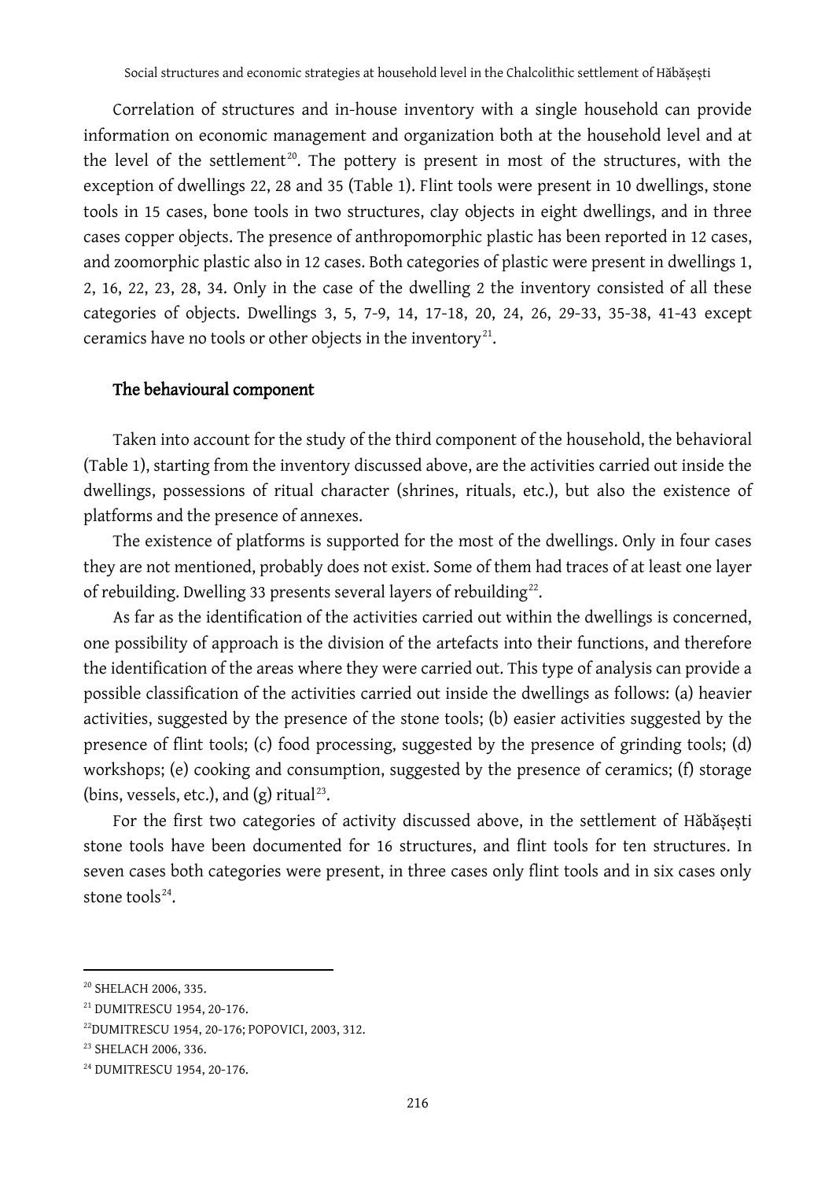Correlation of structures and in-house inventory with a single household can provide information on economic management and organization both at the household level and at the level of the settlement[20]. The pottery is present in most of the structures, with the exception of dwellings 22, 28 and 35 (Table 1). Flint tools were present in 10 dwellings, stone tools in 15 cases, bone tools in two structures, clay objects in eight dwellings, and in three cases copper objects. The presence of anthropomorphic plastic has been reported in 12 cases, and zoomorphic plastic also in 12 cases. Both categories of plastic were present in dwellings 1, 2, 16, 22, 23, 28, 34. Only in the case of the dwelling 2 the inventory consisted of all these categories of objects. Dwellings 3, 5, 7-9, 14, 17-18, 20, 24, 26, 29-33, 35-38, 41-43 except ceramics have no tools or other objects in the inventory[21].

## The behavioural component

Taken into account for the study of the third component of the household, the behavioral (Table 1), starting from the inventory discussed above, are the activities carried out inside the dwellings, possessions of ritual character (shrines, rituals, etc.), but also the existence of platforms and the presence of annexes.

The existence of platforms is supported for the most of the dwellings. Only in four cases they are not mentioned, probably does not exist. Some of them had traces of at least one layer of rebuilding. Dwelling 33 presents several layers of rebuilding[22].

As far as the identification of the activities carried out within the dwellings is concerned, one possibility of approach is the division of the artefacts into their functions, and therefore the identification of the areas where they were carried out. This type of analysis can provide a possible classification of the activities carried out inside the dwellings as follows: (a) heavier activities, suggested by the presence of the stone tools; (b) easier activities suggested by the presence of flint tools; (c) food processing, suggested by the presence of grinding tools; (d) workshops; (e) cooking and consumption, suggested by the presence of ceramics; (f) storage (bins, vessels, etc.), and (g) ritual[23].

For the first two categories of activity discussed above, in the settlement of Hăbășești stone tools have been documented for 16 structures, and flint tools for ten structures. In seven cases both categories were present, in three cases only flint tools and in six cases only stone tools[24].

[20] SHELACH 2006, 335.

[21] DUMITRESCU 1954, 20-176.

[22] DUMITRESCU 1954, 20-176; POPOVICI, 2003, 312.

[23] SHELACH 2006, 336.

[24] DUMITRESCU 1954, 20-176.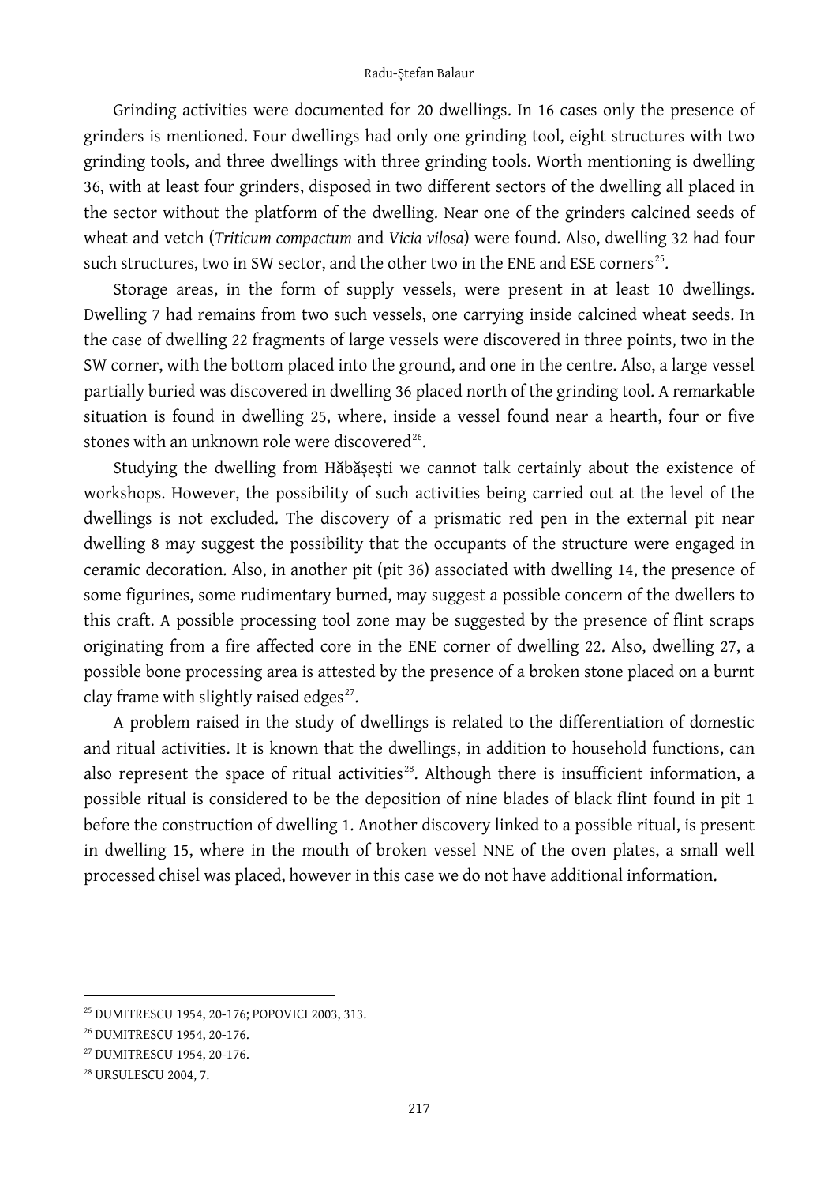Grinding activities were documented for 20 dwellings. In 16 cases only the presence of grinders is mentioned. Four dwellings had only one grinding tool, eight structures with two grinding tools, and three dwellings with three grinding tools. Worth mentioning is dwelling 36, with at least four grinders, disposed in two different sectors of the dwelling all placed in the sector without the platform of the dwelling. Near one of the grinders calcined seeds of wheat and vetch (*Triticum compactum* and *Vicia vilosa*) were found. Also, dwelling 32 had four such structures, two in SW sector, and the other two in the ENE and ESE corners[25].

Storage areas, in the form of supply vessels, were present in at least 10 dwellings. Dwelling 7 had remains from two such vessels, one carrying inside calcined wheat seeds. In the case of dwelling 22 fragments of large vessels were discovered in three points, two in the SW corner, with the bottom placed into the ground, and one in the centre. Also, a large vessel partially buried was discovered in dwelling 36 placed north of the grinding tool. A remarkable situation is found in dwelling 25, where, inside a vessel found near a hearth, four or five stones with an unknown role were discovered[26].

Studying the dwelling from Hăbășești we cannot talk certainly about the existence of workshops. However, the possibility of such activities being carried out at the level of the dwellings is not excluded. The discovery of a prismatic red pen in the external pit near dwelling 8 may suggest the possibility that the occupants of the structure were engaged in ceramic decoration. Also, in another pit (pit 36) associated with dwelling 14, the presence of some figurines, some rudimentary burned, may suggest a possible concern of the dwellers to this craft. A possible processing tool zone may be suggested by the presence of flint scraps originating from a fire affected core in the ENE corner of dwelling 22. Also, dwelling 27, a possible bone processing area is attested by the presence of a broken stone placed on a burnt clay frame with slightly raised edges[27].

A problem raised in the study of dwellings is related to the differentiation of domestic and ritual activities. It is known that the dwellings, in addition to household functions, can also represent the space of ritual activities[28]. Although there is insufficient information, a possible ritual is considered to be the deposition of nine blades of black flint found in pit 1 before the construction of dwelling 1. Another discovery linked to a possible ritual, is present in dwelling 15, where in the mouth of broken vessel NNE of the oven plates, a small well processed chisel was placed, however in this case we do not have additional information.

---

[25] DUMITRESCU 1954, 20-176; POPOVICI 2003, 313.

[26] DUMITRESCU 1954, 20-176.

[27] DUMITRESCU 1954, 20-176.

[28] URSULESCU 2004, 7.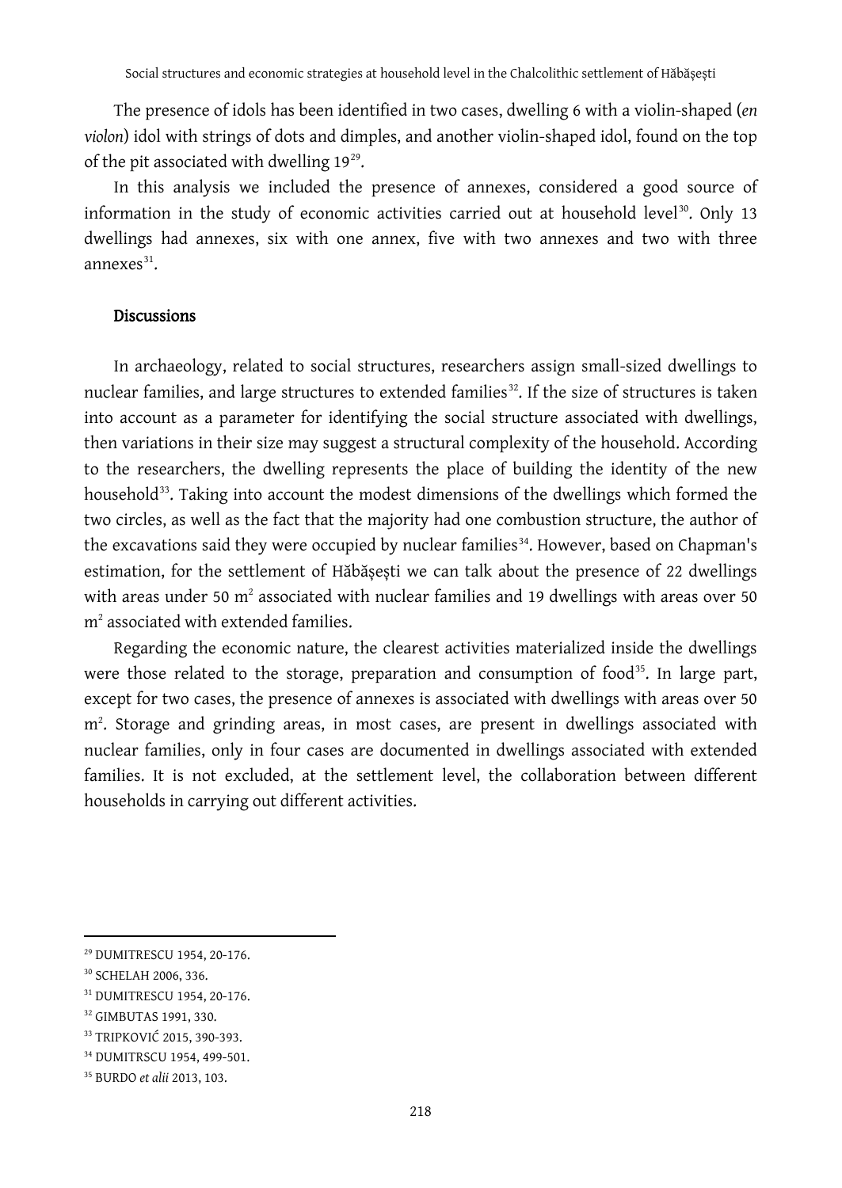The presence of idols has been identified in two cases, dwelling 6 with a violin-shaped (*en violon*) idol with strings of dots and dimples, and another violin-shaped idol, found on the top of the pit associated with dwelling 19[29].

In this analysis we included the presence of annexes, considered a good source of information in the study of economic activities carried out at household level[30]. Only 13 dwellings had annexes, six with one annex, five with two annexes and two with three annexes[31].

## Discussions

In archaeology, related to social structures, researchers assign small-sized dwellings to nuclear families, and large structures to extended families[32]. If the size of structures is taken into account as a parameter for identifying the social structure associated with dwellings, then variations in their size may suggest a structural complexity of the household. According to the researchers, the dwelling represents the place of building the identity of the new household[33]. Taking into account the modest dimensions of the dwellings which formed the two circles, as well as the fact that the majority had one combustion structure, the author of the excavations said they were occupied by nuclear families[34]. However, based on Chapman's estimation, for the settlement of Hăbășești we can talk about the presence of 22 dwellings with areas under 50 m$^2$ associated with nuclear families and 19 dwellings with areas over 50 m$^2$ associated with extended families.

Regarding the economic nature, the clearest activities materialized inside the dwellings were those related to the storage, preparation and consumption of food[35]. In large part, except for two cases, the presence of annexes is associated with dwellings with areas over 50 m$^2$. Storage and grinding areas, in most cases, are present in dwellings associated with nuclear families, only in four cases are documented in dwellings associated with extended families. It is not excluded, at the settlement level, the collaboration between different households in carrying out different activities.

---

[29] DUMITRESCU 1954, 20-176.

[30] SCHELAH 2006, 336.

[31] DUMITRESCU 1954, 20-176.

[32] GIMBUTAS 1991, 330.

[33] TRIPKOVIĆ 2015, 390-393.

[34] DUMITRSCU 1954, 499-501.

[35] BURDO *et alii* 2013, 103.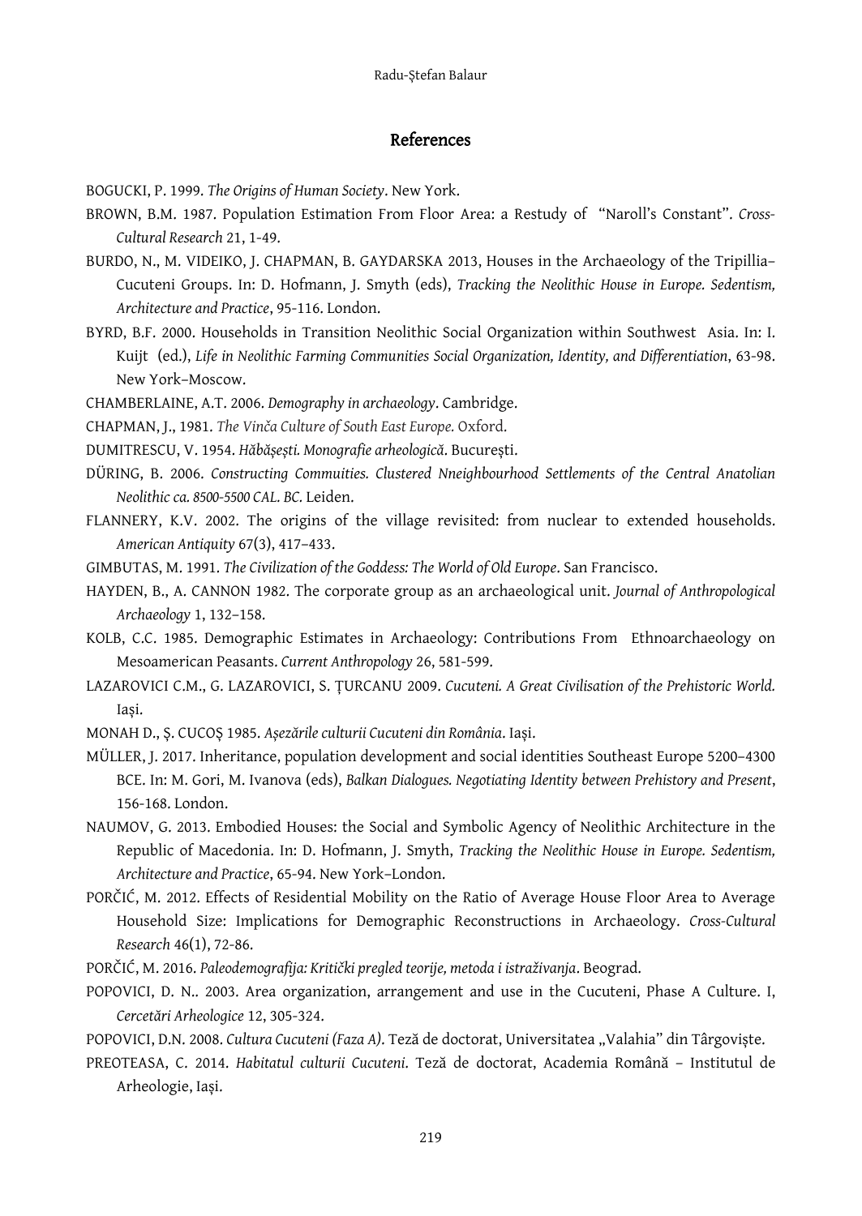## References

BOGUCKI, P. 1999. *The Origins of Human Society*. New York.

BROWN, B.M. 1987. Population Estimation From Floor Area: a Restudy of "Naroll's Constant". *Cross-Cultural Research* 21, 1-49.

BURDO, N., M. VIDEIKO, J. CHAPMAN, B. GAYDARSKA 2013, Houses in the Archaeology of the Tripillia–Cucuteni Groups. In: D. Hofmann, J. Smyth (eds), *Tracking the Neolithic House in Europe. Sedentism, Architecture and Practice*, 95-116. London.

BYRD, B.F. 2000. Households in Transition Neolithic Social Organization within Southwest Asia. In: I. Kuijt (ed.), *Life in Neolithic Farming Communities Social Organization, Identity, and Differentiation*, 63-98. New York–Moscow.

CHAMBERLAINE, A.T. 2006. *Demography in archaeology*. Cambridge.

CHAPMAN, J., 1981. *The Vinča Culture of South East Europe.* Oxford.

DUMITRESCU, V. 1954. *Hăbășești. Monografie arheologică.* București.

DÜRING, B. 2006. *Constructing Commuities. Clustered Nneighbourhood Settlements of the Central Anatolian Neolithic ca. 8500-5500 CAL. BC.* Leiden.

FLANNERY, K.V. 2002. The origins of the village revisited: from nuclear to extended households. *American Antiquity* 67(3), 417–433.

GIMBUTAS, M. 1991. *The Civilization of the Goddess: The World of Old Europe*. San Francisco.

HAYDEN, B., A. CANNON 1982. The corporate group as an archaeological unit. *Journal of Anthropological Archaeology* 1, 132–158.

KOLB, C.C. 1985. Demographic Estimates in Archaeology: Contributions From Ethnoarchaeology on Mesoamerican Peasants. *Current Anthropology* 26, 581-599.

LAZAROVICI C.M., G. LAZAROVICI, S. ȚURCANU 2009. *Cucuteni. A Great Civilisation of the Prehistoric World.* Iași.

MONAH D., Ș. CUCOȘ 1985. *Așezările culturii Cucuteni din România.* Iași.

MÜLLER, J. 2017. Inheritance, population development and social identities Southeast Europe 5200–4300 BCE. In: M. Gori, M. Ivanova (eds), *Balkan Dialogues. Negotiating Identity between Prehistory and Present*, 156-168. London.

NAUMOV, G. 2013. Embodied Houses: the Social and Symbolic Agency of Neolithic Architecture in the Republic of Macedonia. In: D. Hofmann, J. Smyth, *Tracking the Neolithic House in Europe. Sedentism, Architecture and Practice*, 65-94. New York–London.

PORČIĆ, M. 2012. Effects of Residential Mobility on the Ratio of Average House Floor Area to Average Household Size: Implications for Demographic Reconstructions in Archaeology. *Cross-Cultural Research* 46(1), 72-86.

PORČIĆ, M. 2016. *Paleodemografija: Kritički pregled teorije, metoda i istraživanja*. Beograd.

POPOVICI, D. N.. 2003. Area organization, arrangement and use in the Cucuteni, Phase A Culture. I, *Cercetări Arheologice* 12, 305-324.

POPOVICI, D.N. 2008. *Cultura Cucuteni (Faza A).* Teză de doctorat, Universitatea „Valahia" din Târgoviște.

PREOTEASA, C. 2014. *Habitatul culturii Cucuteni.* Teză de doctorat, Academia Română – Institutul de Arheologie, Iași.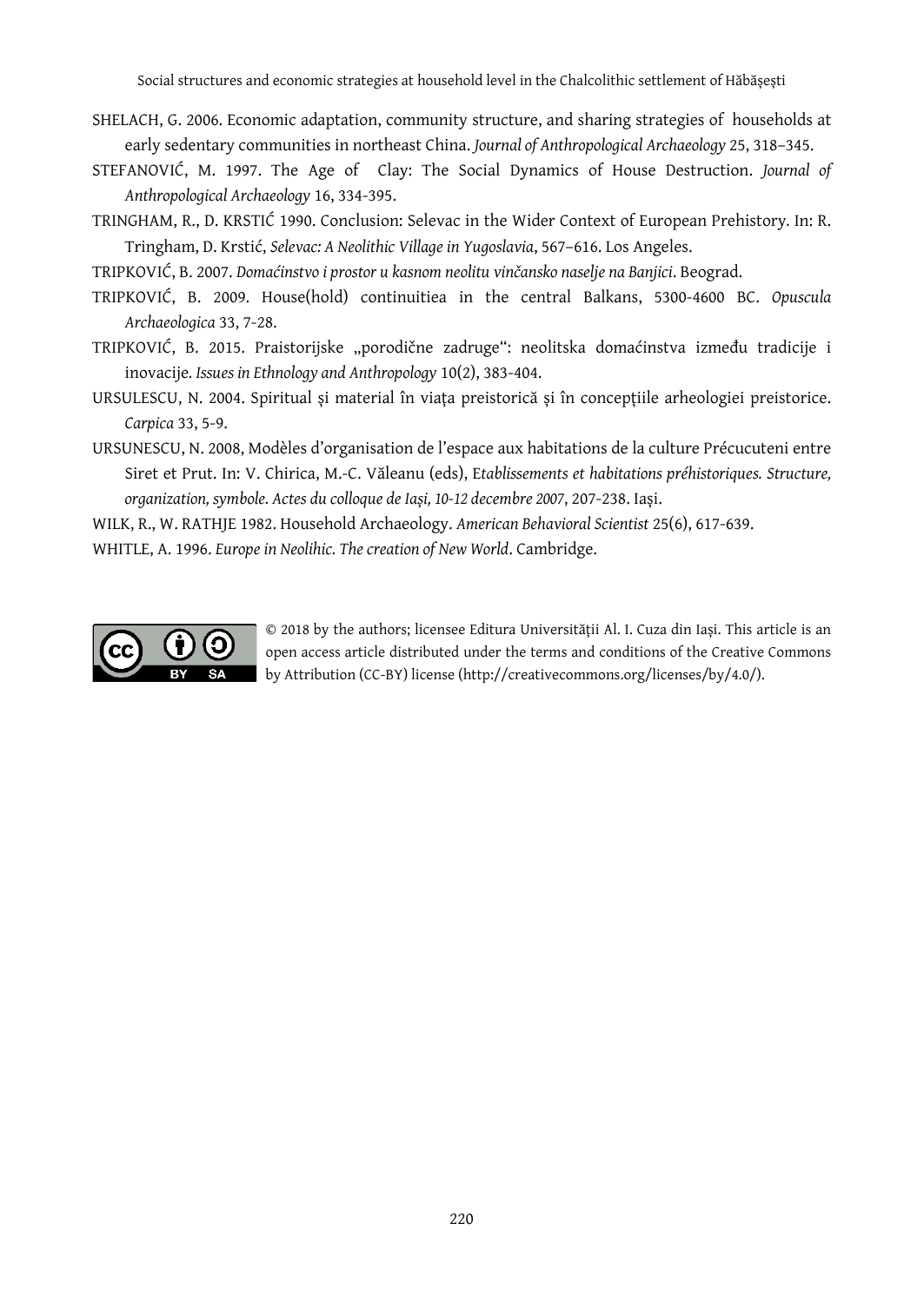SHELACH, G. 2006. Economic adaptation, community structure, and sharing strategies of households at early sedentary communities in northeast China. *Journal of Anthropological Archaeology* 25, 318–345.

STEFANOVIĆ, M. 1997. The Age of Clay: The Social Dynamics of House Destruction. *Journal of Anthropological Archaeology* 16, 334-395.

TRINGHAM, R., D. KRSTIĆ 1990. Conclusion: Selevac in the Wider Context of European Prehistory. In: R. Tringham, D. Krstić, *Selevac: A Neolithic Village in Yugoslavia*, 567–616. Los Angeles.

TRIPKOVIĆ, B. 2007. *Domaćinstvo i prostor u kasnom neolitu vinčansko naselje na Banjici*. Beograd.

TRIPKOVIĆ, B. 2009. House(hold) continuitiea in the central Balkans, 5300-4600 BC. *Opuscula Archaeologica* 33, 7-28.

TRIPKOVIĆ, B. 2015. Praistorijske „porodične zadruge": neolitska domaćinstva između tradicije i inovacije. *Issues in Ethnology and Anthropology* 10(2), 383-404.

URSULESCU, N. 2004. Spiritual și material în viața preistorică și în concepțiile arheologiei preistorice. *Carpica* 33, 5-9.

URSUNESCU, N. 2008, Modèles d'organisation de l'espace aux habitations de la culture Précucuteni entre Siret et Prut. In: V. Chirica, M.-C. Văleanu (eds), *Etablissements et habitations préhistoriques. Structure, organization, symbole. Actes du colloque de Iași, 10-12 decembre 2007*, 207-238. Iași.

WILK, R., W. RATHJE 1982. Household Archaeology. *American Behavioral Scientist* 25(6), 617-639.

WHITLE, A. 1996. *Europe in Neolihic. The creation of New World*. Cambridge.

© 2018 by the authors; licensee Editura Universității Al. I. Cuza din Iași. This article is an open access article distributed under the terms and conditions of the Creative Commons by Attribution (CC-BY) license (http://creativecommons.org/licenses/by/4.0/).